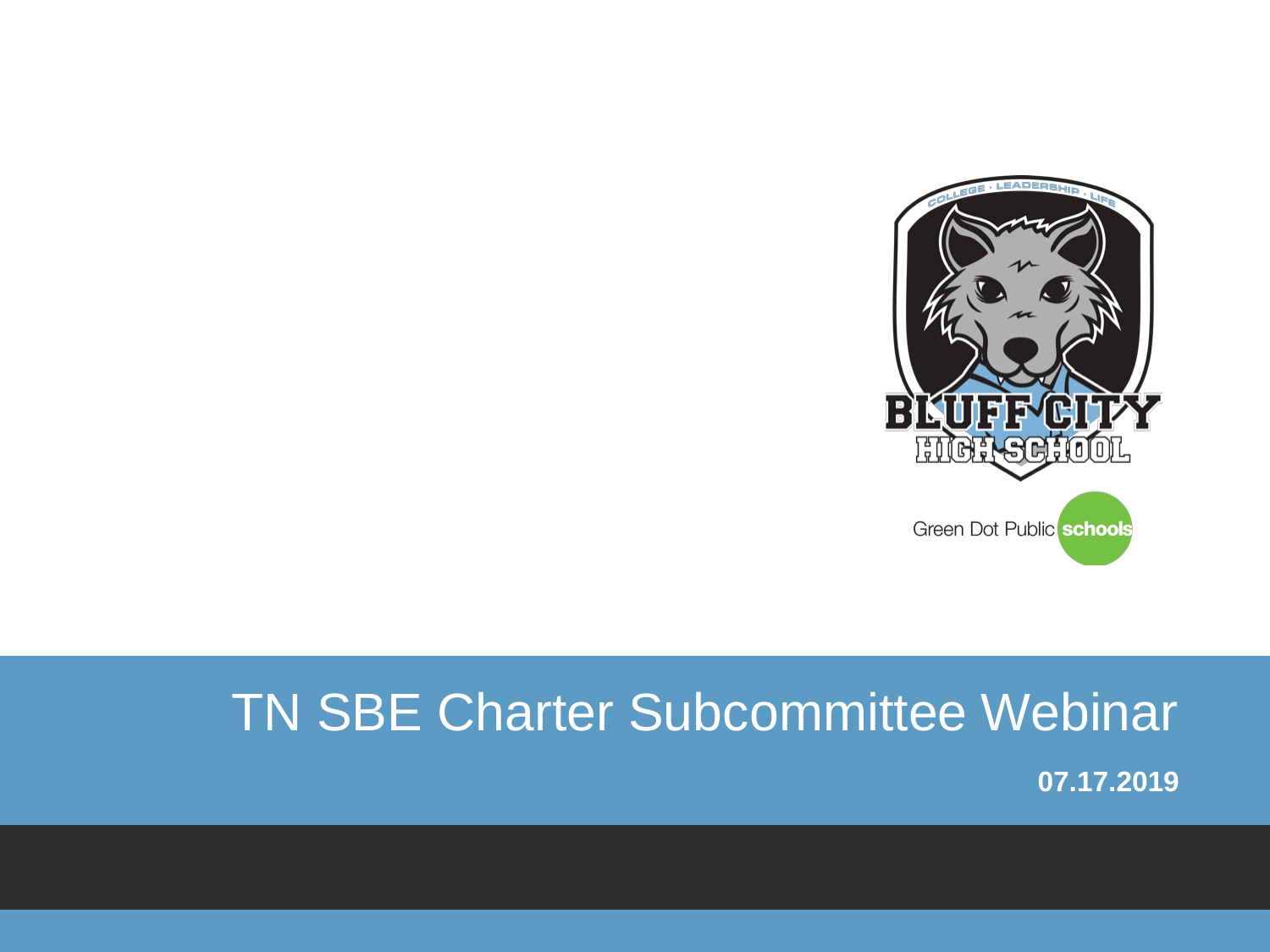# TN SBE Charter Subcommittee Webinar

**07.17.2019**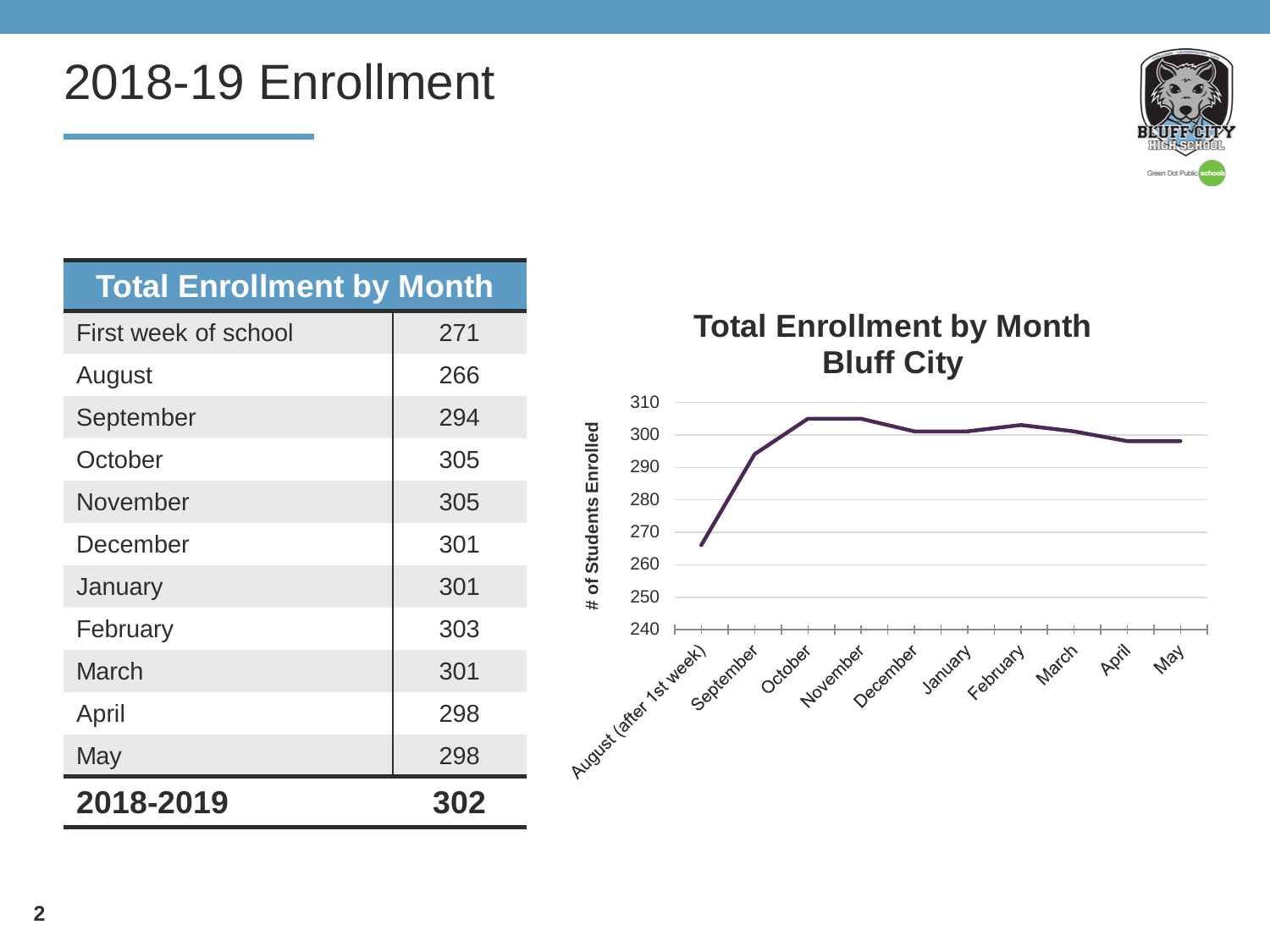# 2018-19 Enrollment

| Total Enrollment by Month | |
|---|---|
| First week of school | 271 |
| August | 266 |
| September | 294 |
| October | 305 |
| November | 305 |
| December | 301 |
| January | 301 |
| February | 303 |
| March | 301 |
| April | 298 |
| May | 298 |
| **2018-2019** | **302** |

**Total Enrollment by Month**
**Bluff City**

# of Students Enrolled

| Month | # of Students Enrolled |
|---|---|
| August (after 1st week) | 266 |
| September | 294 |
| October | 305 |
| November | 305 |
| December | 301 |
| January | 301 |
| February | 303 |
| March | 301 |
| April | 298 |
| May | 298 |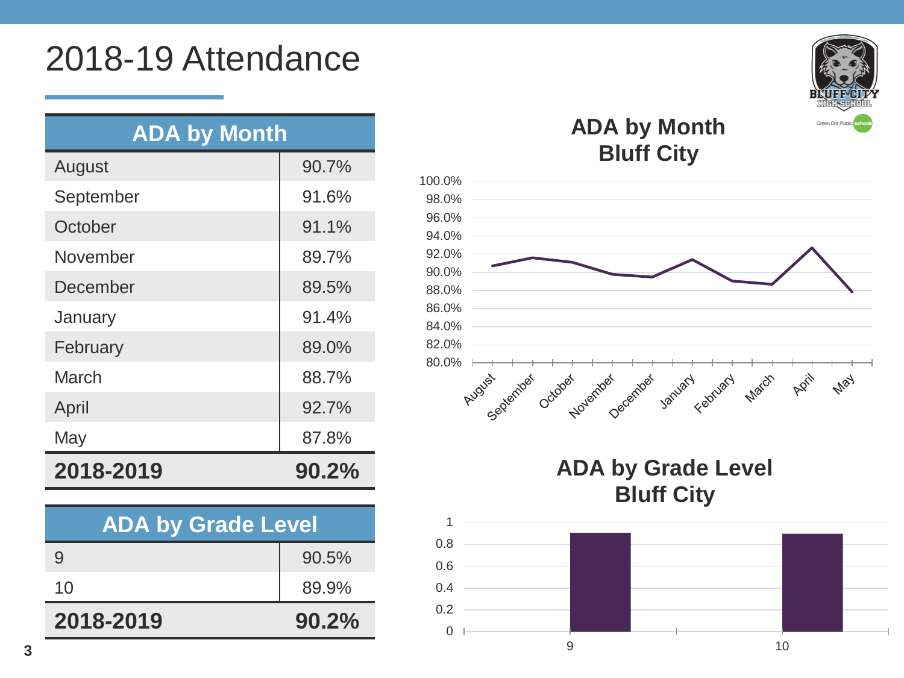# 2018-19 Attendance

| ADA by Month | |
|---|---|
| August | 90.7% |
| September | 91.6% |
| October | 91.1% |
| November | 89.7% |
| December | 89.5% |
| January | 91.4% |
| February | 89.0% |
| March | 88.7% |
| April | 92.7% |
| May | 87.8% |
| **2018-2019** | **90.2%** |

| ADA by Grade Level | |
|---|---|
| 9 | 90.5% |
| 10 | 89.9% |
| **2018-2019** | **90.2%** |

**ADA by Month**
**Bluff City**

**ADA by Grade Level**
**Bluff City**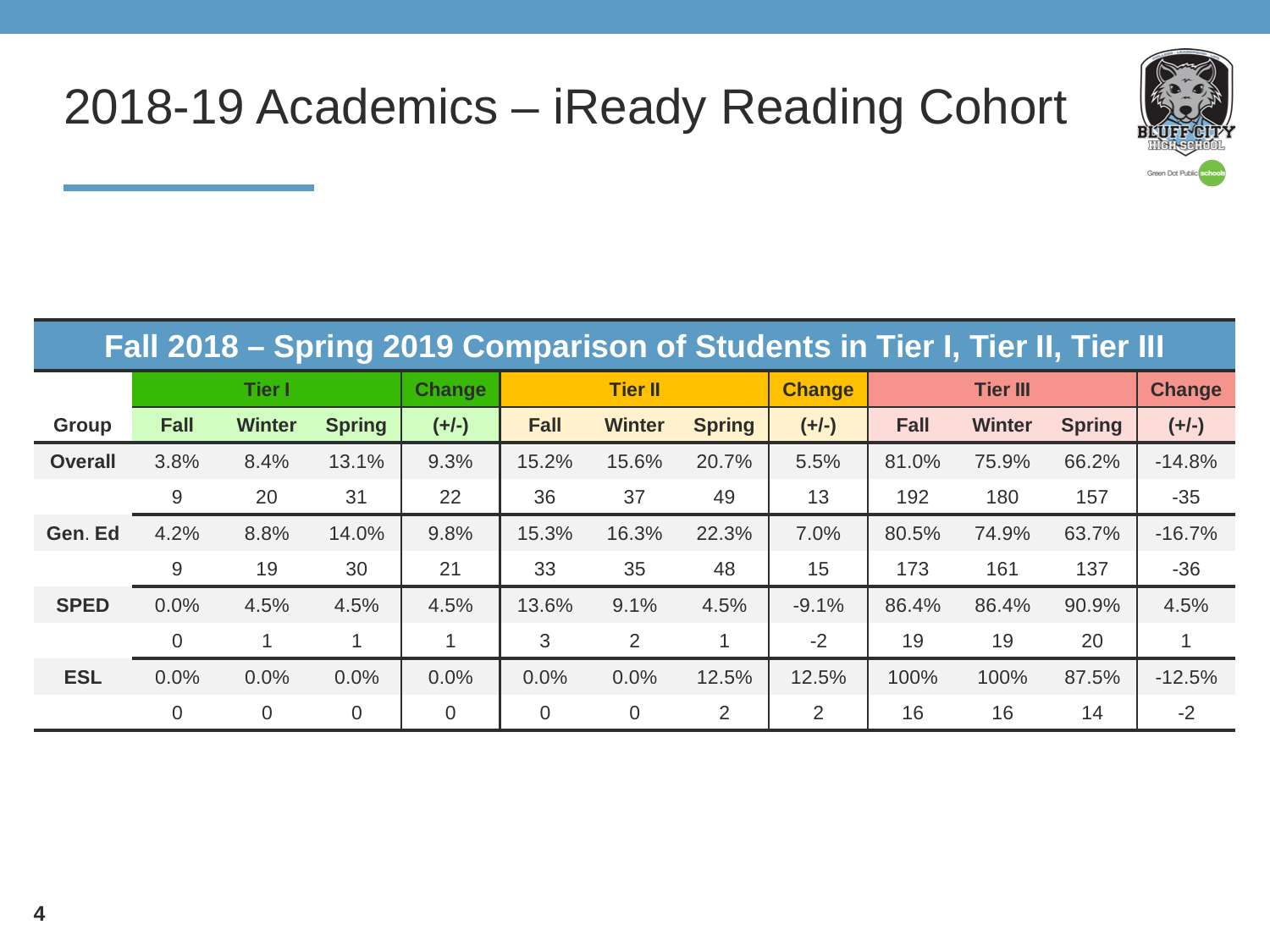# 2018-19 Academics – iReady Reading Cohort

| Fall 2018 – Spring 2019 Comparison of Students in Tier I, Tier II, Tier III | | | | | | | | | | | | |
|---|---|---|---|---|---|---|---|---|---|---|---|---|
| | Tier I | | | Change | Tier II | | | Change | Tier III | | | Change |
| Group | Fall | Winter | Spring | (+/-) | Fall | Winter | Spring | (+/-) | Fall | Winter | Spring | (+/-) |
| Overall | 3.8% | 8.4% | 13.1% | 9.3% | 15.2% | 15.6% | 20.7% | 5.5% | 81.0% | 75.9% | 66.2% | -14.8% |
| | 9 | 20 | 31 | 22 | 36 | 37 | 49 | 13 | 192 | 180 | 157 | -35 |
| Gen. Ed | 4.2% | 8.8% | 14.0% | 9.8% | 15.3% | 16.3% | 22.3% | 7.0% | 80.5% | 74.9% | 63.7% | -16.7% |
| | 9 | 19 | 30 | 21 | 33 | 35 | 48 | 15 | 173 | 161 | 137 | -36 |
| SPED | 0.0% | 4.5% | 4.5% | 4.5% | 13.6% | 9.1% | 4.5% | -9.1% | 86.4% | 86.4% | 90.9% | 4.5% |
| | 0 | 1 | 1 | 1 | 3 | 2 | 1 | -2 | 19 | 19 | 20 | 1 |
| ESL | 0.0% | 0.0% | 0.0% | 0.0% | 0.0% | 0.0% | 12.5% | 12.5% | 100% | 100% | 87.5% | -12.5% |
| | 0 | 0 | 0 | 0 | 0 | 0 | 2 | 2 | 16 | 16 | 14 | -2 |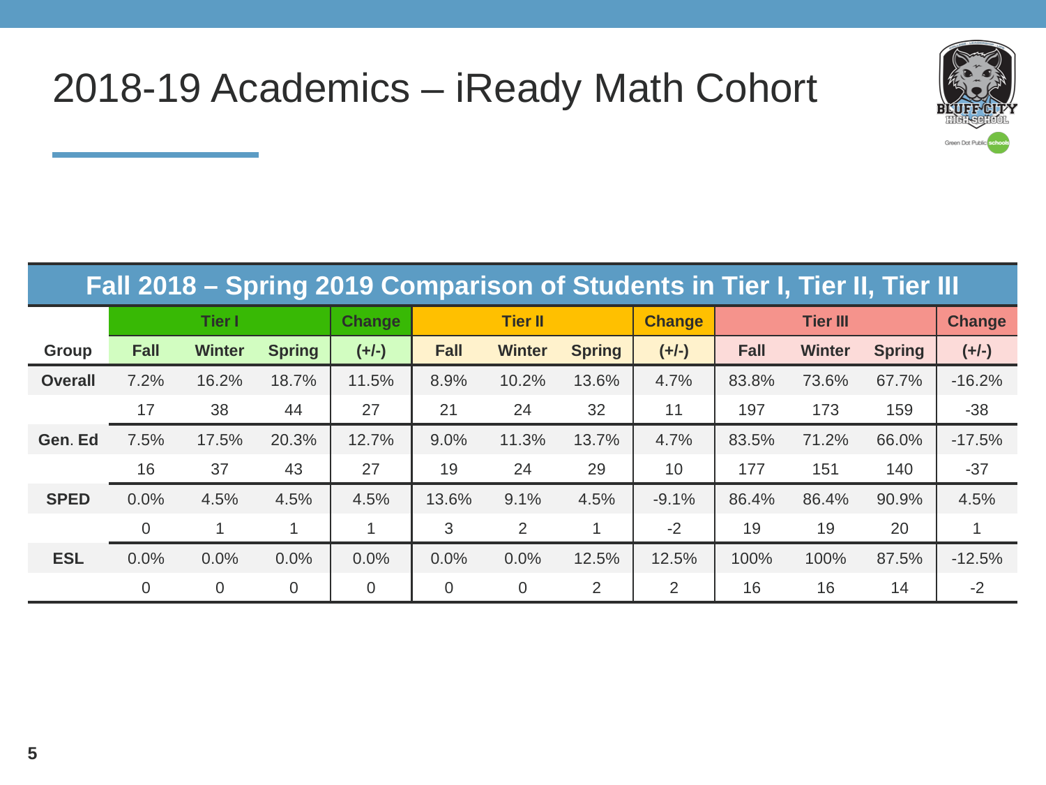# 2018-19 Academics – iReady Math Cohort

| Fall 2018 – Spring 2019 Comparison of Students in Tier I, Tier II, Tier III | | | | | | | | | | | | |
|---|---|---|---|---|---|---|---|---|---|---|---|---|
| | Tier I | | | Change | Tier II | | | Change | Tier III | | | Change |
| Group | Fall | Winter | Spring | (+/-) | Fall | Winter | Spring | (+/-) | Fall | Winter | Spring | (+/-) |
| Overall | 7.2% | 16.2% | 18.7% | 11.5% | 8.9% | 10.2% | 13.6% | 4.7% | 83.8% | 73.6% | 67.7% | -16.2% |
| | 17 | 38 | 44 | 27 | 21 | 24 | 32 | 11 | 197 | 173 | 159 | -38 |
| Gen. Ed | 7.5% | 17.5% | 20.3% | 12.7% | 9.0% | 11.3% | 13.7% | 4.7% | 83.5% | 71.2% | 66.0% | -17.5% |
| | 16 | 37 | 43 | 27 | 19 | 24 | 29 | 10 | 177 | 151 | 140 | -37 |
| SPED | 0.0% | 4.5% | 4.5% | 4.5% | 13.6% | 9.1% | 4.5% | -9.1% | 86.4% | 86.4% | 90.9% | 4.5% |
| | 0 | 1 | 1 | 1 | 3 | 2 | 1 | -2 | 19 | 19 | 20 | 1 |
| ESL | 0.0% | 0.0% | 0.0% | 0.0% | 0.0% | 0.0% | 12.5% | 12.5% | 100% | 100% | 87.5% | -12.5% |
| | 0 | 0 | 0 | 0 | 0 | 0 | 2 | 2 | 16 | 16 | 14 | -2 |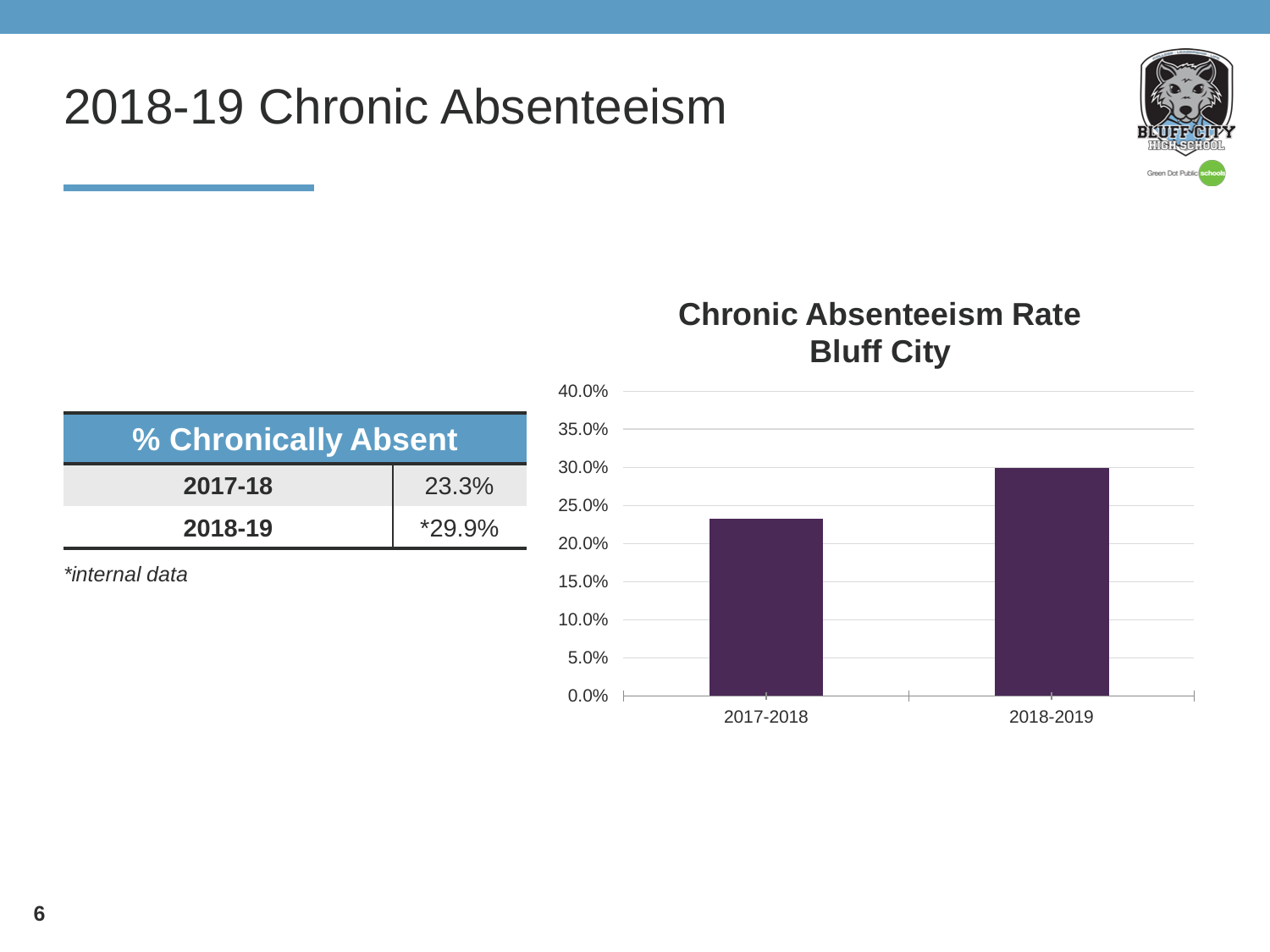# 2018-19 Chronic Absenteeism

| % Chronically Absent | |
|---|---|
| **2017-18** | 23.3% |
| **2018-19** | *29.9% |

*\*internal data*

**Chronic Absenteeism Rate Bluff City**

| Year | Rate |
|---|---|
| 2017-2018 | 23.3% |
| 2018-2019 | 29.9% |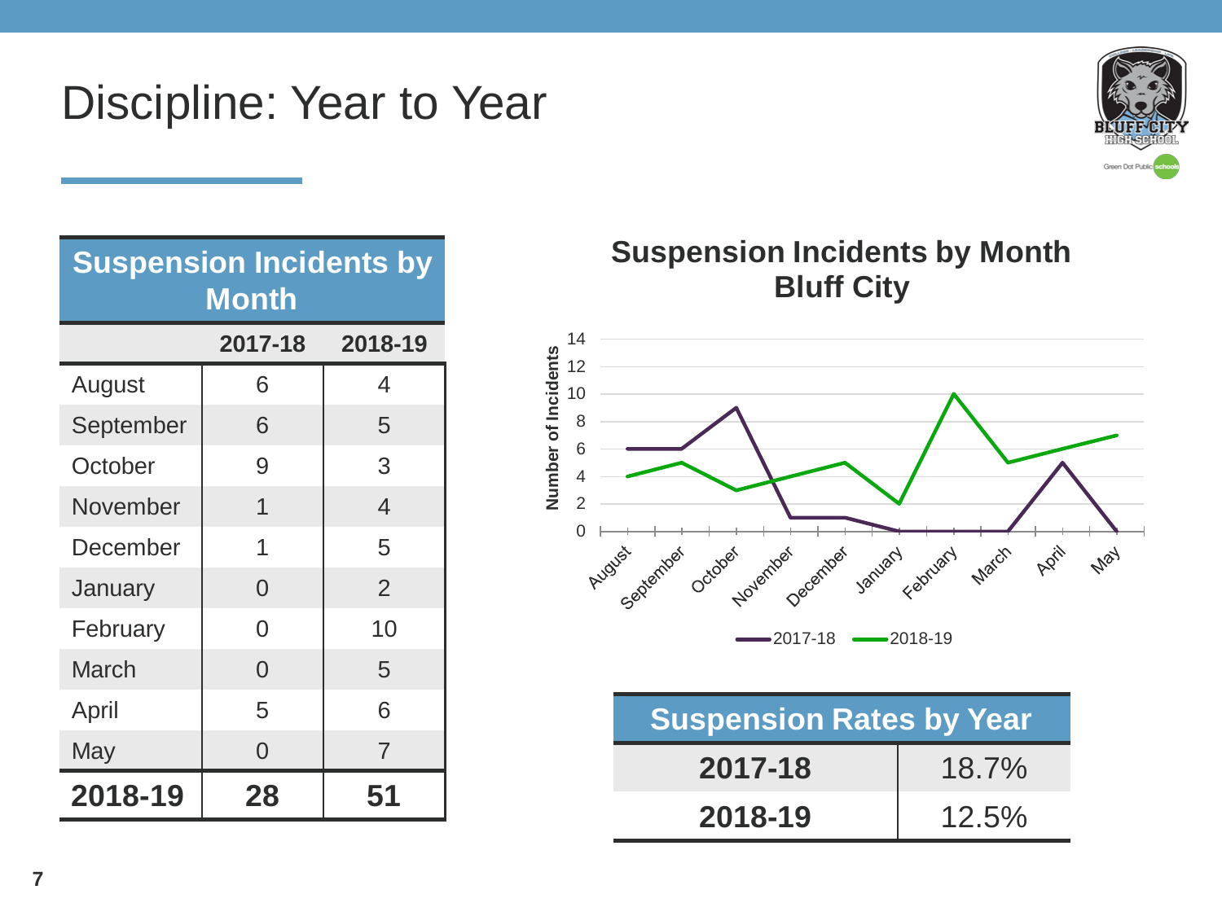# Discipline: Year to Year

| Suspension Incidents by Month | | |
|---|---|---|
| | **2017-18** | **2018-19** |
| August | 6 | 4 |
| September | 6 | 5 |
| October | 9 | 3 |
| November | 1 | 4 |
| December | 1 | 5 |
| January | 0 | 2 |
| February | 0 | 10 |
| March | 0 | 5 |
| April | 5 | 6 |
| May | 0 | 7 |
| **2018-19** | **28** | **51** |

**Suspension Incidents by Month Bluff City**

| Month | 2017-18 | 2018-19 |
|---|---|---|
| August | 6 | 4 |
| September | 6 | 5 |
| October | 9 | 3 |
| November | 1 | 4 |
| December | 1 | 5 |
| January | 0 | 2 |
| February | 0 | 10 |
| March | 0 | 5 |
| April | 5 | 6 |
| May | 0 | 7 |

| Suspension Rates by Year | |
|---|---|
| **2017-18** | 18.7% |
| **2018-19** | 12.5% |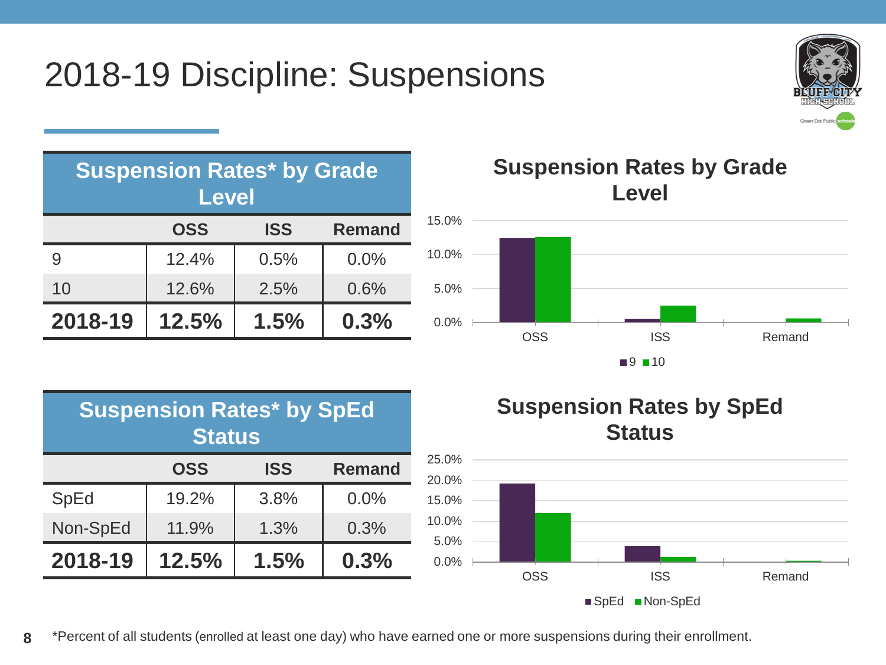# 2018-19 Discipline: Suspensions

**Suspension Rates* by Grade Level**

| | OSS | ISS | Remand |
|---|---|---|---|
| 9 | 12.4% | 0.5% | 0.0% |
| 10 | 12.6% | 2.5% | 0.6% |
| **2018-19** | **12.5%** | **1.5%** | **0.3%** |

**Suspension Rates by Grade Level**

| | 9 | 10 |
|---|---|---|
| OSS | 12.4% | 12.6% |
| ISS | 0.5% | 2.5% |
| Remand | 0.0% | 0.6% |

**Suspension Rates* by SpEd Status**

| | OSS | ISS | Remand |
|---|---|---|---|
| SpEd | 19.2% | 3.8% | 0.0% |
| Non-SpEd | 11.9% | 1.3% | 0.3% |
| **2018-19** | **12.5%** | **1.5%** | **0.3%** |

**Suspension Rates by SpEd Status**

| | SpEd | Non-SpEd |
|---|---|---|
| OSS | 19.2% | 11.9% |
| ISS | 3.8% | 1.3% |
| Remand | 0.0% | 0.3% |

*Percent of all students (enrolled at least one day) who have earned one or more suspensions during their enrollment.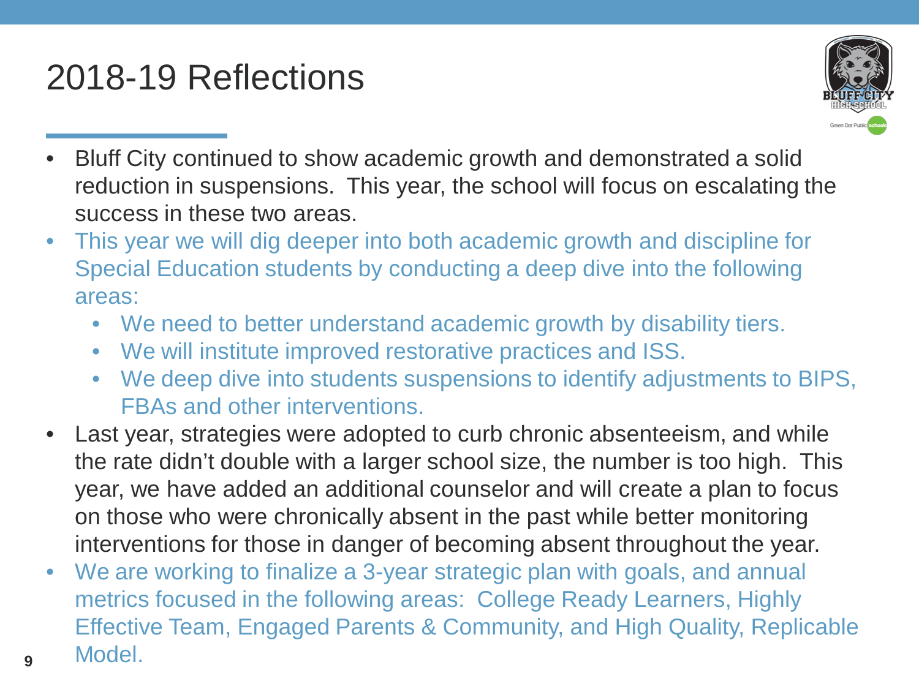# 2018-19 Reflections

- Bluff City continued to show academic growth and demonstrated a solid reduction in suspensions. This year, the school will focus on escalating the success in these two areas.
- This year we will dig deeper into both academic growth and discipline for Special Education students by conducting a deep dive into the following areas:
  - We need to better understand academic growth by disability tiers.
  - We will institute improved restorative practices and ISS.
  - We deep dive into students suspensions to identify adjustments to BIPS, FBAs and other interventions.
- Last year, strategies were adopted to curb chronic absenteeism, and while the rate didn't double with a larger school size, the number is too high. This year, we have added an additional counselor and will create a plan to focus on those who were chronically absent in the past while better monitoring interventions for those in danger of becoming absent throughout the year.
- We are working to finalize a 3-year strategic plan with goals, and annual metrics focused in the following areas: College Ready Learners, Highly Effective Team, Engaged Parents & Community, and High Quality, Replicable Model.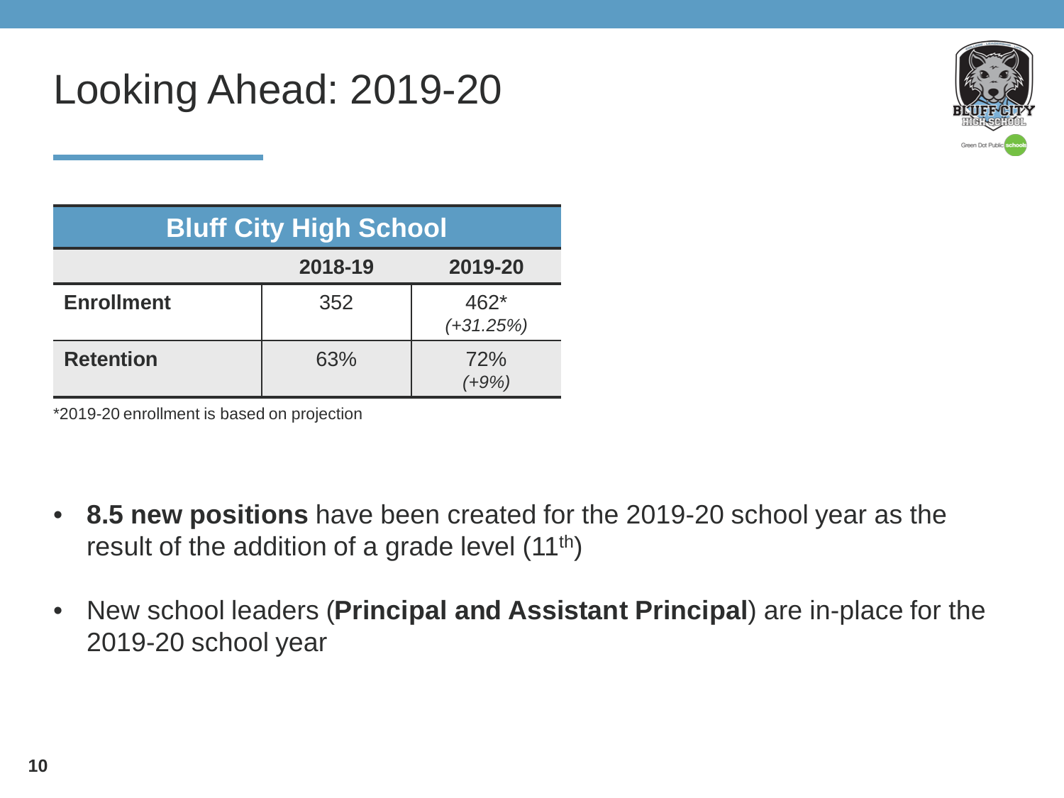# Looking Ahead: 2019-20

| Bluff City High School | | |
|---|---|---|
| | 2018-19 | 2019-20 |
| **Enrollment** | 352 | 462* *(+31.25%)* |
| **Retention** | 63% | 72% *(+9%)* |

*2019-20 enrollment is based on projection

- **8.5 new positions** have been created for the 2019-20 school year as the result of the addition of a grade level ($11^{th}$)
- New school leaders (**Principal and Assistant Principal**) are in-place for the 2019-20 school year